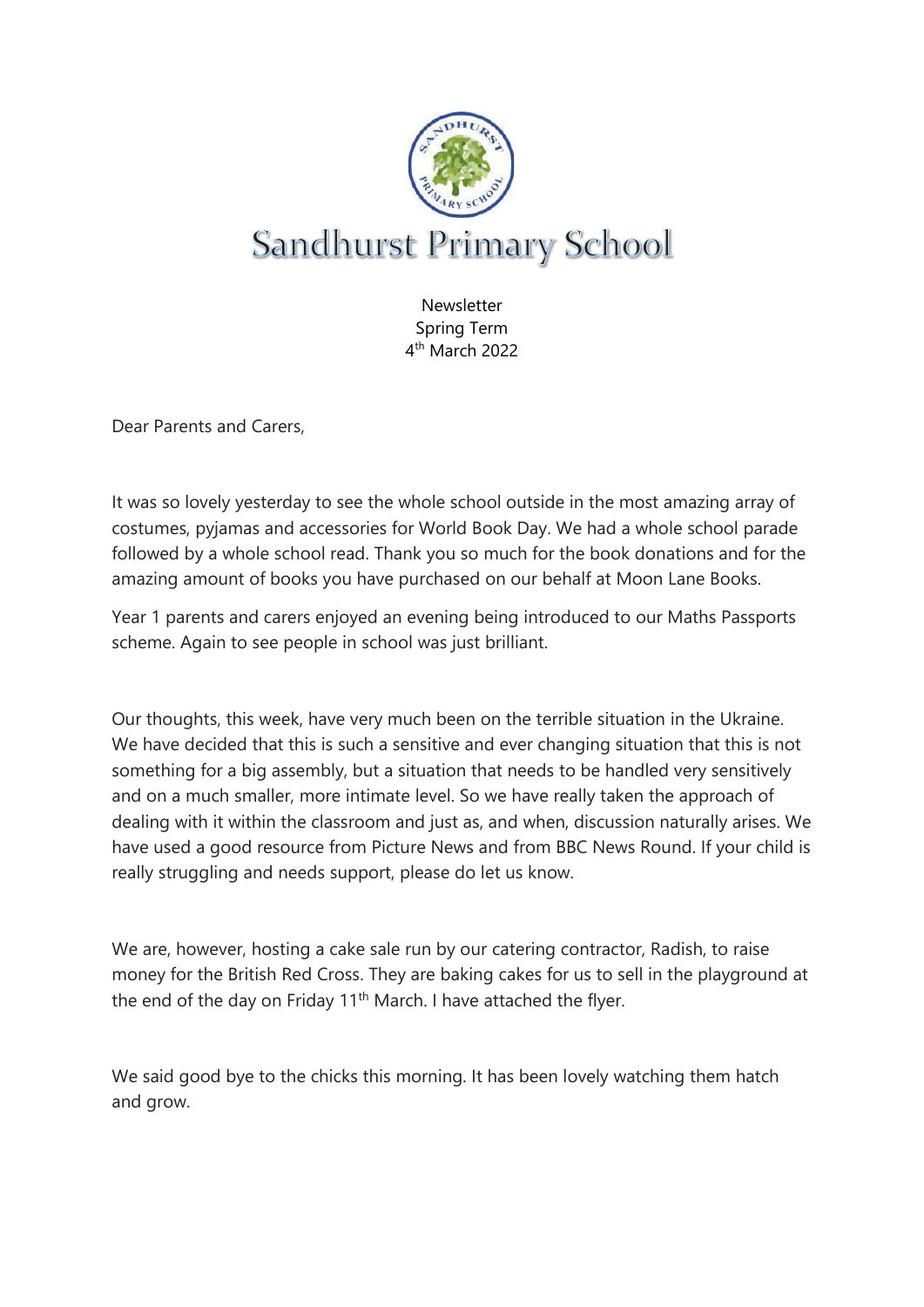# Sandhurst Primary School

Newsletter
Spring Term
4th March 2022

Dear Parents and Carers,

It was so lovely yesterday to see the whole school outside in the most amazing array of costumes, pyjamas and accessories for World Book Day. We had a whole school parade followed by a whole school read. Thank you so much for the book donations and for the amazing amount of books you have purchased on our behalf at Moon Lane Books.

Year 1 parents and carers enjoyed an evening being introduced to our Maths Passports scheme. Again to see people in school was just brilliant.

Our thoughts, this week, have very much been on the terrible situation in the Ukraine. We have decided that this is such a sensitive and ever changing situation that this is not something for a big assembly, but a situation that needs to be handled very sensitively and on a much smaller, more intimate level. So we have really taken the approach of dealing with it within the classroom and just as, and when, discussion naturally arises. We have used a good resource from Picture News and from BBC News Round. If your child is really struggling and needs support, please do let us know.

We are, however, hosting a cake sale run by our catering contractor, Radish, to raise money for the British Red Cross. They are baking cakes for us to sell in the playground at the end of the day on Friday 11th March. I have attached the flyer.

We said good bye to the chicks this morning. It has been lovely watching them hatch and grow.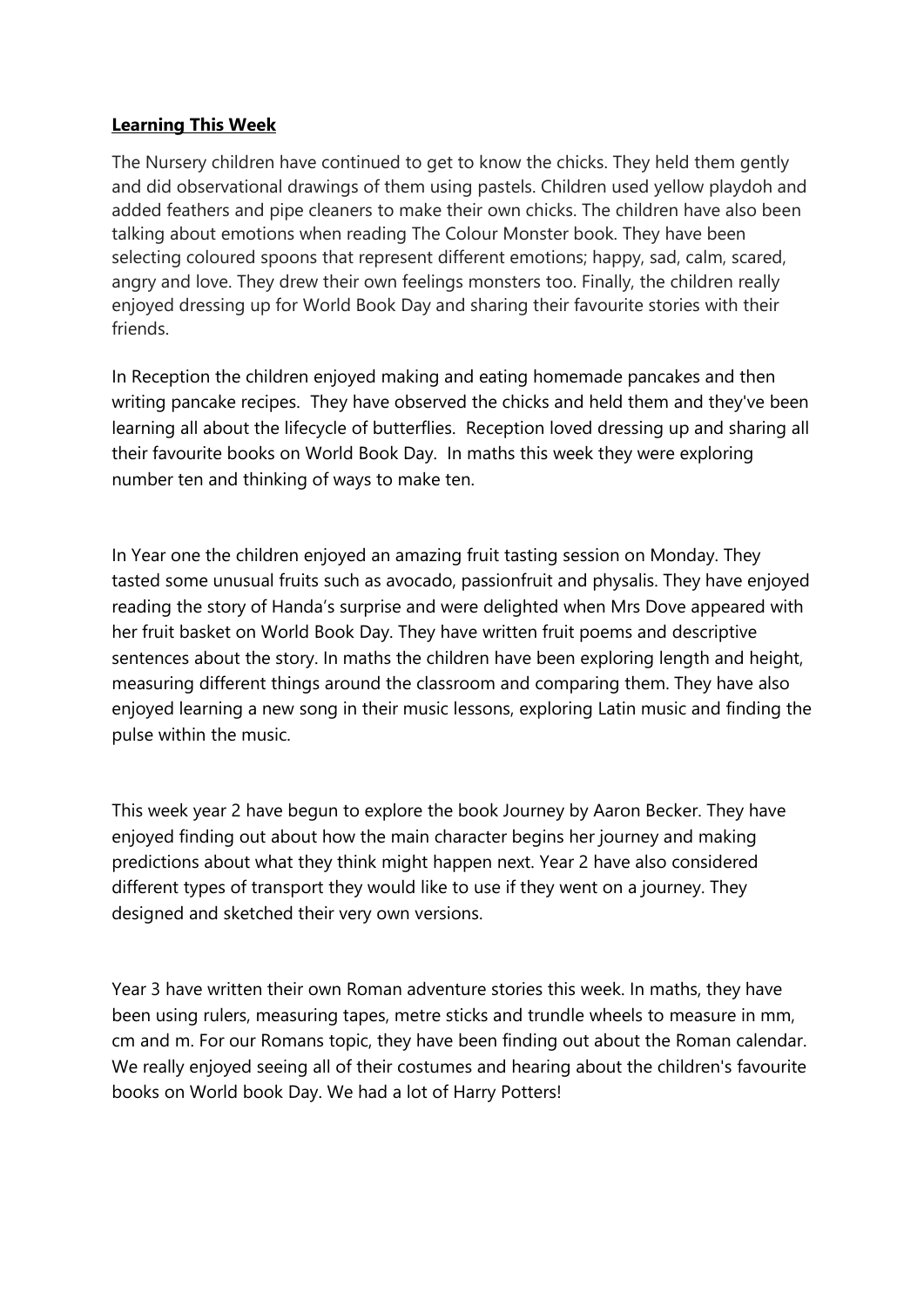**Learning This Week**

The Nursery children have continued to get to know the chicks. They held them gently and did observational drawings of them using pastels. Children used yellow playdoh and added feathers and pipe cleaners to make their own chicks. The children have also been talking about emotions when reading The Colour Monster book. They have been selecting coloured spoons that represent different emotions; happy, sad, calm, scared, angry and love. They drew their own feelings monsters too. Finally, the children really enjoyed dressing up for World Book Day and sharing their favourite stories with their friends.

In Reception the children enjoyed making and eating homemade pancakes and then writing pancake recipes. They have observed the chicks and held them and they've been learning all about the lifecycle of butterflies. Reception loved dressing up and sharing all their favourite books on World Book Day. In maths this week they were exploring number ten and thinking of ways to make ten.

In Year one the children enjoyed an amazing fruit tasting session on Monday. They tasted some unusual fruits such as avocado, passionfruit and physalis. They have enjoyed reading the story of Handa's surprise and were delighted when Mrs Dove appeared with her fruit basket on World Book Day. They have written fruit poems and descriptive sentences about the story. In maths the children have been exploring length and height, measuring different things around the classroom and comparing them. They have also enjoyed learning a new song in their music lessons, exploring Latin music and finding the pulse within the music.

This week year 2 have begun to explore the book Journey by Aaron Becker. They have enjoyed finding out about how the main character begins her journey and making predictions about what they think might happen next. Year 2 have also considered different types of transport they would like to use if they went on a journey. They designed and sketched their very own versions.

Year 3 have written their own Roman adventure stories this week. In maths, they have been using rulers, measuring tapes, metre sticks and trundle wheels to measure in mm, cm and m. For our Romans topic, they have been finding out about the Roman calendar. We really enjoyed seeing all of their costumes and hearing about the children's favourite books on World book Day. We had a lot of Harry Potters!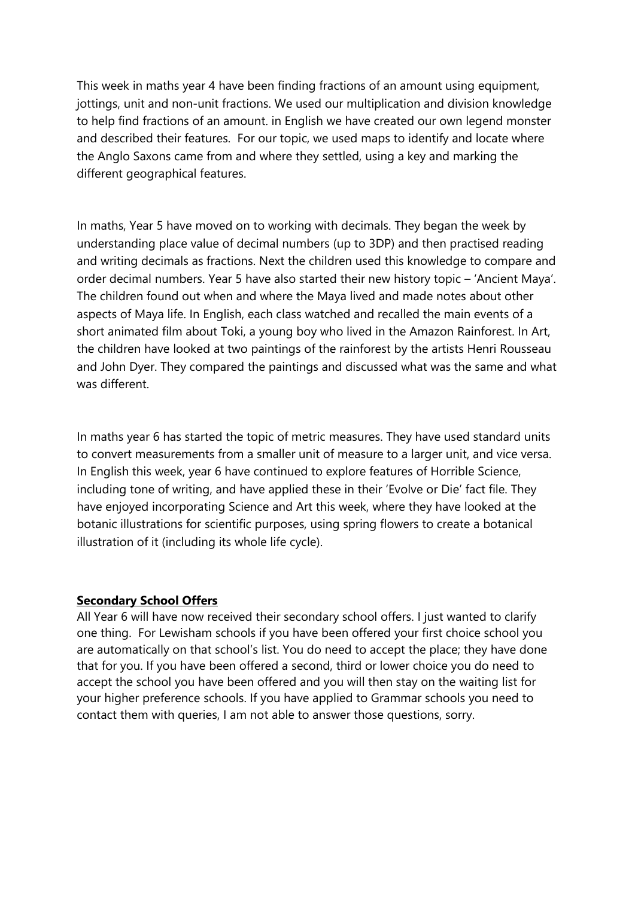This week in maths year 4 have been finding fractions of an amount using equipment, jottings, unit and non-unit fractions. We used our multiplication and division knowledge to help find fractions of an amount. in English we have created our own legend monster and described their features.  For our topic, we used maps to identify and locate where the Anglo Saxons came from and where they settled, using a key and marking the different geographical features.

In maths, Year 5 have moved on to working with decimals. They began the week by understanding place value of decimal numbers (up to 3DP) and then practised reading and writing decimals as fractions. Next the children used this knowledge to compare and order decimal numbers. Year 5 have also started their new history topic – 'Ancient Maya'. The children found out when and where the Maya lived and made notes about other aspects of Maya life. In English, each class watched and recalled the main events of a short animated film about Toki, a young boy who lived in the Amazon Rainforest. In Art, the children have looked at two paintings of the rainforest by the artists Henri Rousseau and John Dyer. They compared the paintings and discussed what was the same and what was different.

In maths year 6 has started the topic of metric measures. They have used standard units to convert measurements from a smaller unit of measure to a larger unit, and vice versa. In English this week, year 6 have continued to explore features of Horrible Science, including tone of writing, and have applied these in their 'Evolve or Die' fact file. They have enjoyed incorporating Science and Art this week, where they have looked at the botanic illustrations for scientific purposes, using spring flowers to create a botanical illustration of it (including its whole life cycle).

**Secondary School Offers**

All Year 6 will have now received their secondary school offers. I just wanted to clarify one thing.  For Lewisham schools if you have been offered your first choice school you are automatically on that school's list. You do need to accept the place; they have done that for you. If you have been offered a second, third or lower choice you do need to accept the school you have been offered and you will then stay on the waiting list for your higher preference schools. If you have applied to Grammar schools you need to contact them with queries, I am not able to answer those questions, sorry.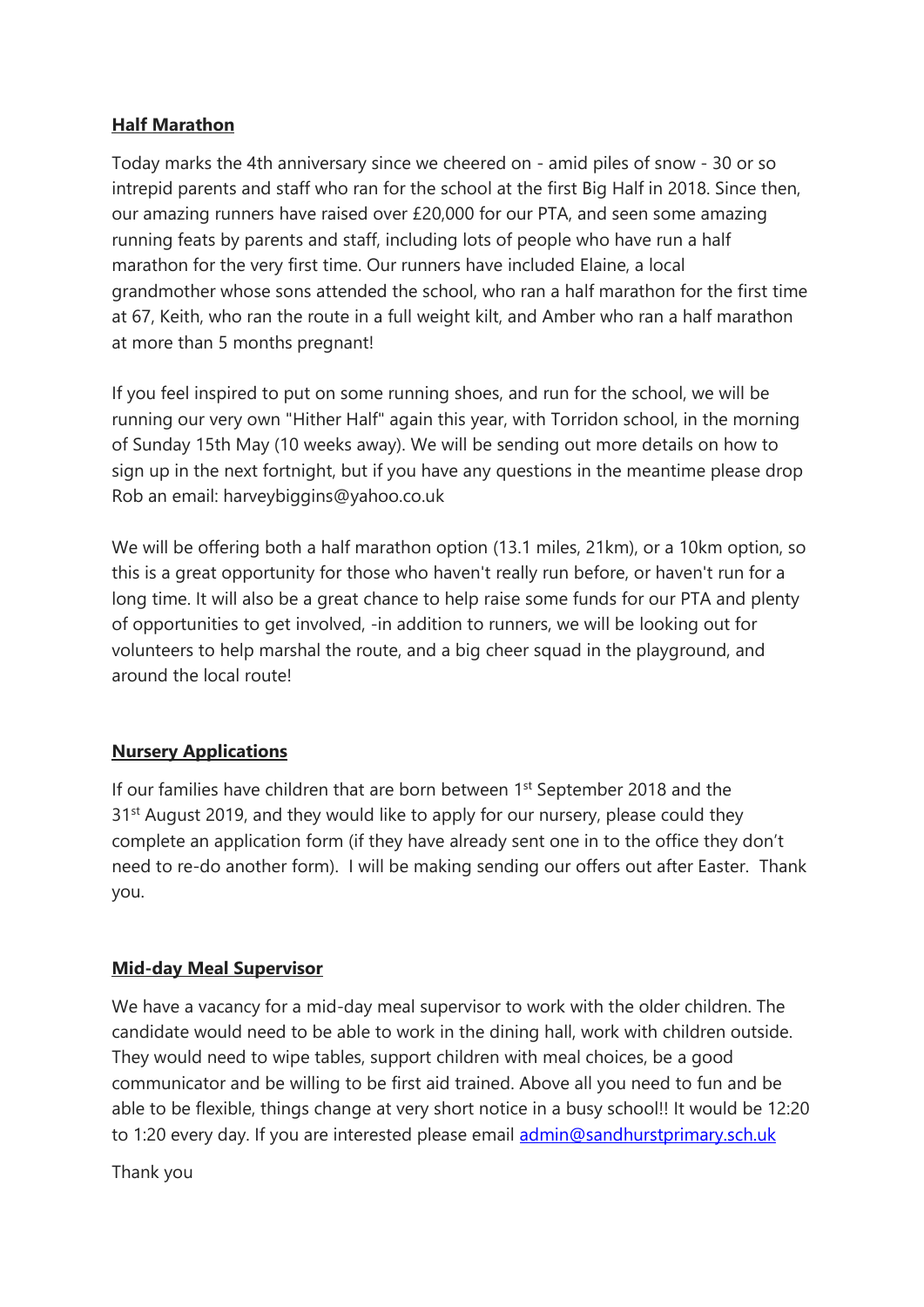## Half Marathon

Today marks the 4th anniversary since we cheered on - amid piles of snow - 30 or so intrepid parents and staff who ran for the school at the first Big Half in 2018. Since then, our amazing runners have raised over £20,000 for our PTA, and seen some amazing running feats by parents and staff, including lots of people who have run a half marathon for the very first time. Our runners have included Elaine, a local grandmother whose sons attended the school, who ran a half marathon for the first time at 67, Keith, who ran the route in a full weight kilt, and Amber who ran a half marathon at more than 5 months pregnant!

If you feel inspired to put on some running shoes, and run for the school, we will be running our very own "Hither Half" again this year, with Torridon school, in the morning of Sunday 15th May (10 weeks away). We will be sending out more details on how to sign up in the next fortnight, but if you have any questions in the meantime please drop Rob an email: harveybiggins@yahoo.co.uk

We will be offering both a half marathon option (13.1 miles, 21km), or a 10km option, so this is a great opportunity for those who haven't really run before, or haven't run for a long time. It will also be a great chance to help raise some funds for our PTA and plenty of opportunities to get involved, -in addition to runners, we will be looking out for volunteers to help marshal the route, and a big cheer squad in the playground, and around the local route!

## Nursery Applications

If our families have children that are born between 1st September 2018 and the 31st August 2019, and they would like to apply for our nursery, please could they complete an application form (if they have already sent one in to the office they don't need to re-do another form). I will be making sending our offers out after Easter. Thank you.

## Mid-day Meal Supervisor

We have a vacancy for a mid-day meal supervisor to work with the older children. The candidate would need to be able to work in the dining hall, work with children outside. They would need to wipe tables, support children with meal choices, be a good communicator and be willing to be first aid trained. Above all you need to fun and be able to be flexible, things change at very short notice in a busy school!! It would be 12:20 to 1:20 every day. If you are interested please email admin@sandhurstprimary.sch.uk

Thank you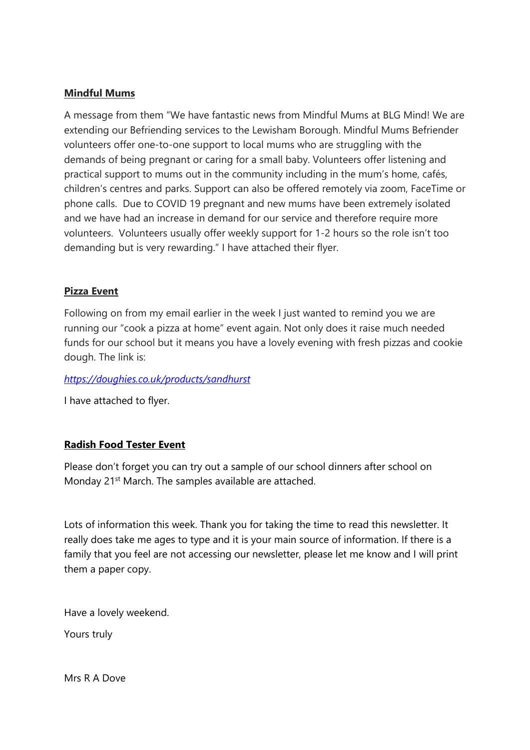**Mindful Mums**

A message from them "We have fantastic news from Mindful Mums at BLG Mind! We are extending our Befriending services to the Lewisham Borough. Mindful Mums Befriender volunteers offer one-to-one support to local mums who are struggling with the demands of being pregnant or caring for a small baby. Volunteers offer listening and practical support to mums out in the community including in the mum's home, cafés, children's centres and parks. Support can also be offered remotely via zoom, FaceTime or phone calls. Due to COVID 19 pregnant and new mums have been extremely isolated and we have had an increase in demand for our service and therefore require more volunteers. Volunteers usually offer weekly support for 1-2 hours so the role isn't too demanding but is very rewarding." I have attached their flyer.

**Pizza Event**

Following on from my email earlier in the week I just wanted to remind you we are running our "cook a pizza at home" event again. Not only does it raise much needed funds for our school but it means you have a lovely evening with fresh pizzas and cookie dough. The link is:

*https://doughies.co.uk/products/sandhurst*

I have attached to flyer.

**Radish Food Tester Event**

Please don't forget you can try out a sample of our school dinners after school on Monday 21st March. The samples available are attached.

Lots of information this week. Thank you for taking the time to read this newsletter. It really does take me ages to type and it is your main source of information. If there is a family that you feel are not accessing our newsletter, please let me know and I will print them a paper copy.

Have a lovely weekend.

Yours truly

Mrs R A Dove